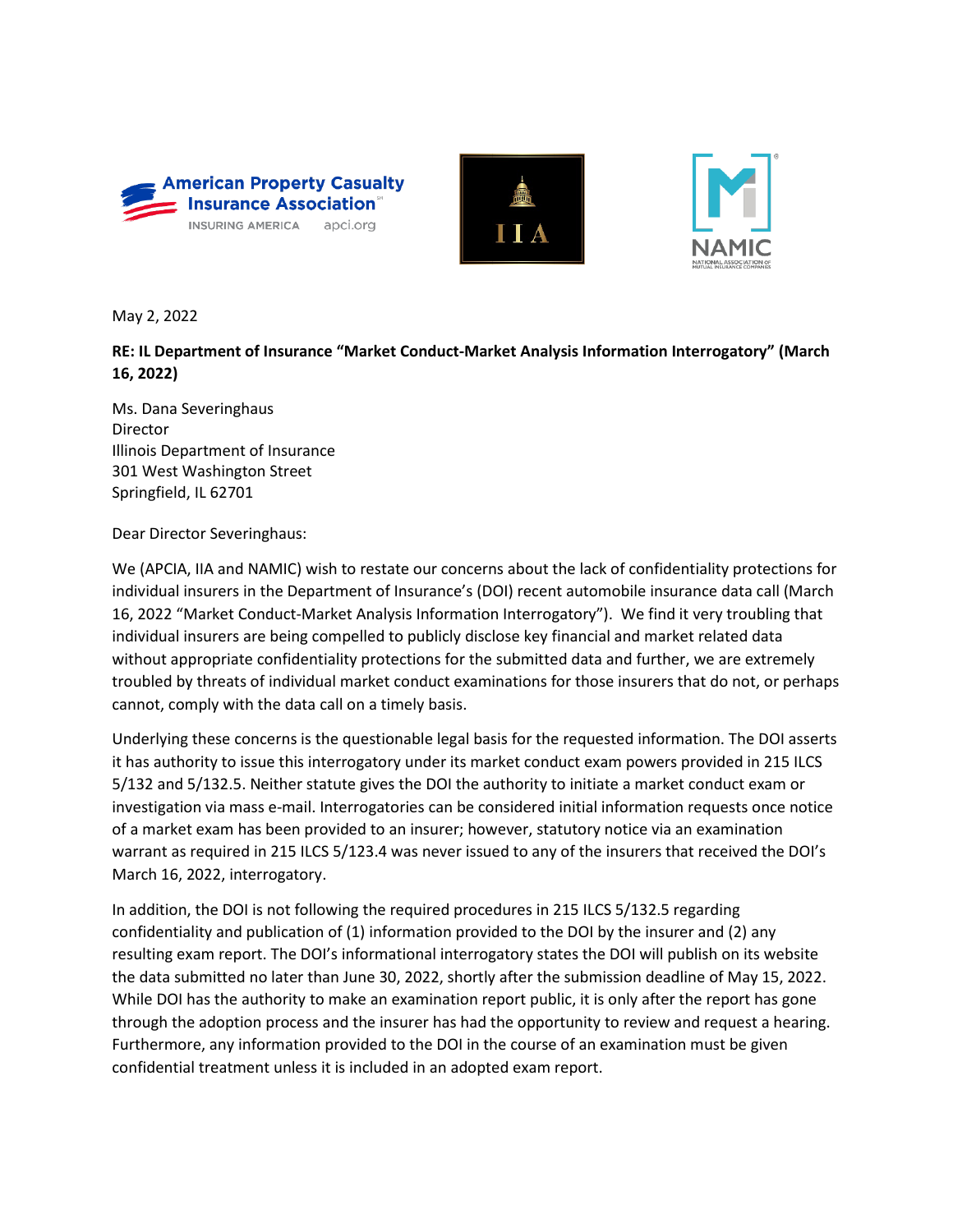May 2, 2022

**RE: IL Department of Insurance "Market Conduct-Market Analysis Information Interrogatory" (March 16, 2022)**

Ms. Dana Severinghaus
Director
Illinois Department of Insurance
301 West Washington Street
Springfield, IL 62701

Dear Director Severinghaus:

We (APCIA, IIA and NAMIC) wish to restate our concerns about the lack of confidentiality protections for individual insurers in the Department of Insurance's (DOI) recent automobile insurance data call (March 16, 2022 "Market Conduct-Market Analysis Information Interrogatory"). We find it very troubling that individual insurers are being compelled to publicly disclose key financial and market related data without appropriate confidentiality protections for the submitted data and further, we are extremely troubled by threats of individual market conduct examinations for those insurers that do not, or perhaps cannot, comply with the data call on a timely basis.

Underlying these concerns is the questionable legal basis for the requested information. The DOI asserts it has authority to issue this interrogatory under its market conduct exam powers provided in 215 ILCS 5/132 and 5/132.5. Neither statute gives the DOI the authority to initiate a market conduct exam or investigation via mass e-mail. Interrogatories can be considered initial information requests once notice of a market exam has been provided to an insurer; however, statutory notice via an examination warrant as required in 215 ILCS 5/123.4 was never issued to any of the insurers that received the DOI's March 16, 2022, interrogatory.

In addition, the DOI is not following the required procedures in 215 ILCS 5/132.5 regarding confidentiality and publication of (1) information provided to the DOI by the insurer and (2) any resulting exam report. The DOI's informational interrogatory states the DOI will publish on its website the data submitted no later than June 30, 2022, shortly after the submission deadline of May 15, 2022. While DOI has the authority to make an examination report public, it is only after the report has gone through the adoption process and the insurer has had the opportunity to review and request a hearing. Furthermore, any information provided to the DOI in the course of an examination must be given confidential treatment unless it is included in an adopted exam report.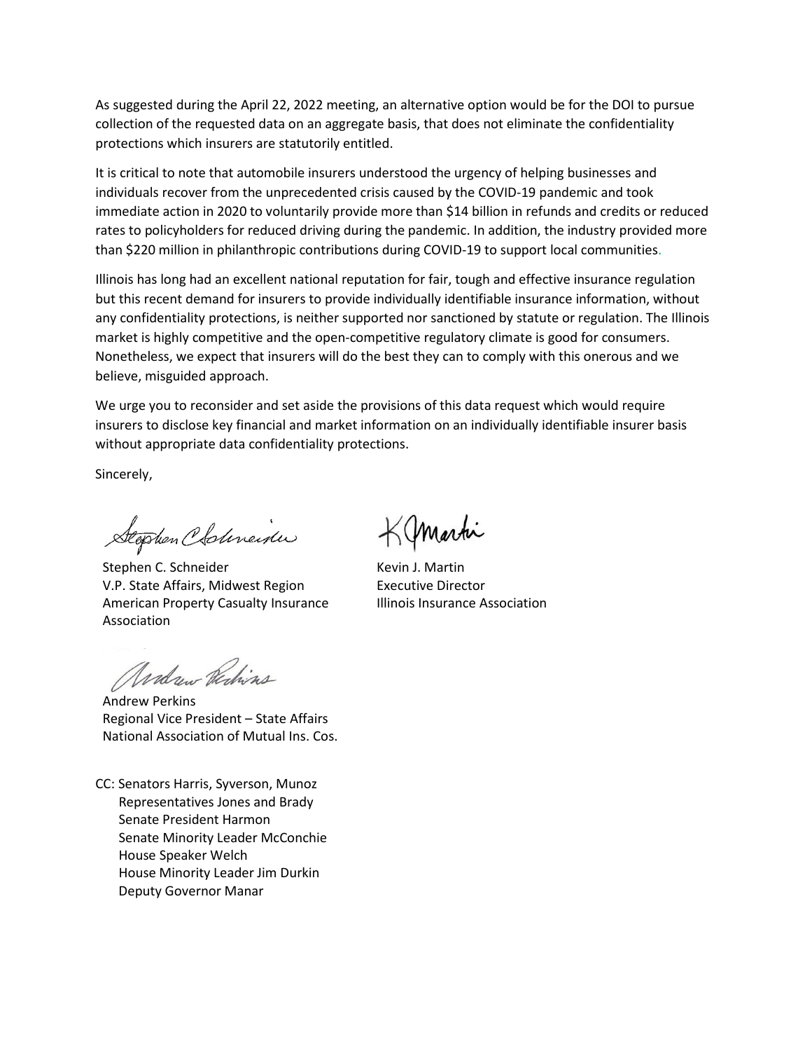As suggested during the April 22, 2022 meeting, an alternative option would be for the DOI to pursue collection of the requested data on an aggregate basis, that does not eliminate the confidentiality protections which insurers are statutorily entitled.

It is critical to note that automobile insurers understood the urgency of helping businesses and individuals recover from the unprecedented crisis caused by the COVID-19 pandemic and took immediate action in 2020 to voluntarily provide more than $14 billion in refunds and credits or reduced rates to policyholders for reduced driving during the pandemic. In addition, the industry provided more than $220 million in philanthropic contributions during COVID-19 to support local communities.

Illinois has long had an excellent national reputation for fair, tough and effective insurance regulation but this recent demand for insurers to provide individually identifiable insurance information, without any confidentiality protections, is neither supported nor sanctioned by statute or regulation. The Illinois market is highly competitive and the open-competitive regulatory climate is good for consumers. Nonetheless, we expect that insurers will do the best they can to comply with this onerous and we believe, misguided approach.

We urge you to reconsider and set aside the provisions of this data request which would require insurers to disclose key financial and market information on an individually identifiable insurer basis without appropriate data confidentiality protections.

Sincerely,

Stephen C. Schneider
V.P. State Affairs, Midwest Region
American Property Casualty Insurance Association

Kevin J. Martin
Executive Director
Illinois Insurance Association

Andrew Perkins
Regional Vice President – State Affairs
National Association of Mutual Ins. Cos.

CC: Senators Harris, Syverson, Munoz
Representatives Jones and Brady
Senate President Harmon
Senate Minority Leader McConchie
House Speaker Welch
House Minority Leader Jim Durkin
Deputy Governor Manar